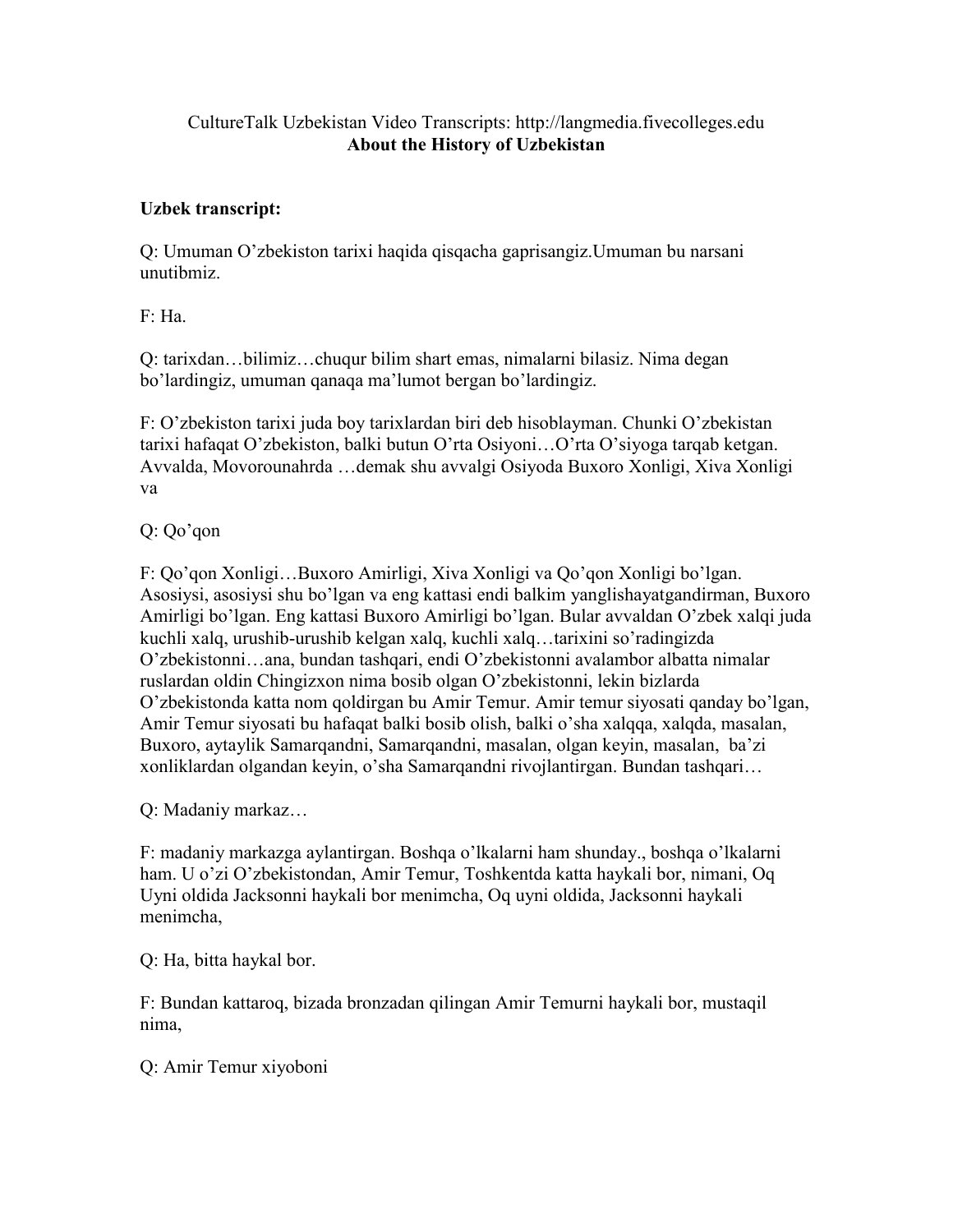CultureTalk Uzbekistan Video Transcripts: http://langmedia.fivecolleges.edu

**About the History of Uzbekistan**

**Uzbek transcript:**

Q: Umuman O'zbekiston tarixi haqida qisqacha gaprisangiz.Umuman bu narsani unutibmiz.

F: Ha.

Q: tarixdan…bilimiz…chuqur bilim shart emas, nimalarni bilasiz. Nima degan bo'lardingiz, umuman qanaqa ma'lumot bergan bo'lardingiz.

F: O'zbekiston tarixi juda boy tarixlardan biri deb hisoblayman. Chunki O'zbekistan tarixi hafaqat O'zbekiston, balki butun O'rta Osiyoni…O'rta O'siyoga tarqab ketgan. Avvalda, Movorounahrda …demak shu avvalgi Osiyoda Buxoro Xonligi, Xiva Xonligi va

Q: Qo'qon

F: Qo'qon Xonligi…Buxoro Amirligi, Xiva Xonligi va Qo'qon Xonligi bo'lgan. Asosiysi, asosiysi shu bo'lgan va eng kattasi endi balkim yanglishayatgandirman, Buxoro Amirligi bo'lgan. Eng kattasi Buxoro Amirligi bo'lgan. Bular avvaldan O'zbek xalqi juda kuchli xalq, urushib-urushib kelgan xalq, kuchli xalq…tarixini so'radingizda O'zbekistonni…ana, bundan tashqari, endi O'zbekistonni avalambor albatta nimalar ruslardan oldin Chingizxon nima bosib olgan O'zbekistonni, lekin bizlarda O'zbekistonda katta nom qoldirgan bu Amir Temur. Amir temur siyosati qanday bo'lgan, Amir Temur siyosati bu hafaqat balki bosib olish, balki o'sha xalqqa, xalqda, masalan, Buxoro, aytaylik Samarqandni, Samarqandni, masalan, olgan keyin, masalan, ba'zi xonliklardan olgandan keyin, o'sha Samarqandni rivojlantirgan. Bundan tashqari…

Q: Madaniy markaz…

F: madaniy markazga aylantirgan. Boshqa o'lkalarni ham shunday., boshqa o'lkalarni ham. U o'zi O'zbekistondan, Amir Temur, Toshkentda katta haykali bor, nimani, Oq Uyni oldida Jacksonni haykali bor menimcha, Oq uyni oldida, Jacksonni haykali menimcha,

Q: Ha, bitta haykal bor.

F: Bundan kattaroq, bizada bronzadan qilingan Amir Temurni haykali bor, mustaqil nima,

Q: Amir Temur xiyoboni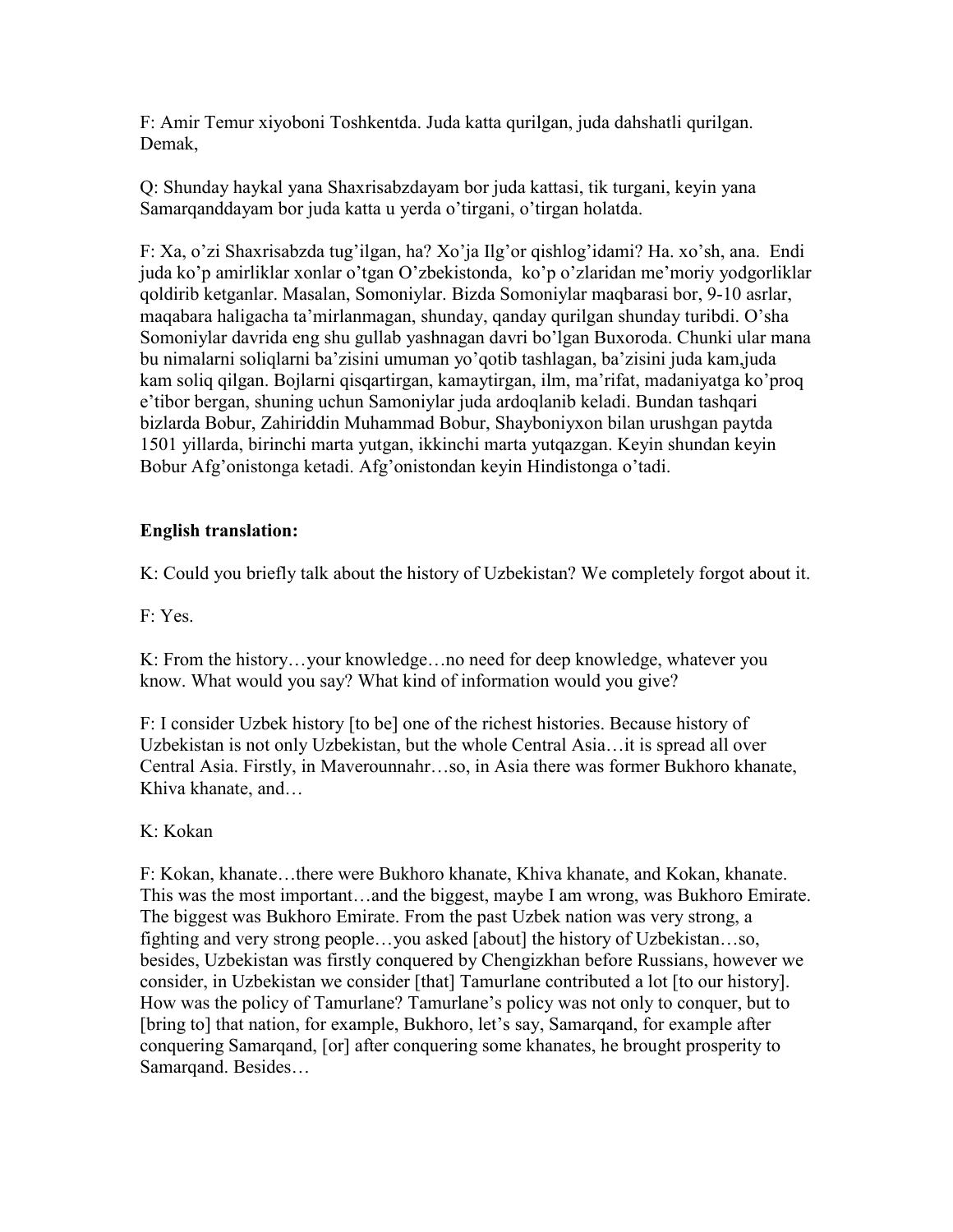F: Amir Temur xiyoboni Toshkentda. Juda katta qurilgan, juda dahshatli qurilgan. Demak,

Q: Shunday haykal yana Shaxrisabzdayam bor juda kattasi, tik turgani, keyin yana Samarqanddayam bor juda katta u yerda o'tirgani, o'tirgan holatda.

F: Xa, o'zi Shaxrisabzda tug'ilgan, ha? Xo'ja Ilg'or qishlog'idami? Ha. xo'sh, ana. Endi juda ko'p amirliklar xonlar o'tgan O'zbekistonda, ko'p o'zlaridan me'moriy yodgorliklar qoldirib ketganlar. Masalan, Somoniylar. Bizda Somoniylar maqbarasi bor, 9-10 asrlar, maqabara haligacha ta'mirlanmagan, shunday, qanday qurilgan shunday turibdi. O'sha Somoniylar davrida eng shu gullab yashnagan davri bo'lgan Buxoroda. Chunki ular mana bu nimalarni soliqlarni ba'zisini umuman yo'qotib tashlagan, ba'zisini juda kam,juda kam soliq qilgan. Bojlarni qisqartirgan, kamaytirgan, ilm, ma'rifat, madaniyatga ko'proq e'tibor bergan, shuning uchun Samoniylar juda ardoqlanib keladi. Bundan tashqari bizlarda Bobur, Zahiriddin Muhammad Bobur, Shayboniyxon bilan urushgan paytda 1501 yillarda, birinchi marta yutgan, ikkinchi marta yutqazgan. Keyin shundan keyin Bobur Afg'onistonga ketadi. Afg'onistondan keyin Hindistonga o'tadi.

**English translation:**

K: Could you briefly talk about the history of Uzbekistan? We completely forgot about it.

F: Yes.

K: From the history…your knowledge…no need for deep knowledge, whatever you know. What would you say? What kind of information would you give?

F: I consider Uzbek history [to be] one of the richest histories. Because history of Uzbekistan is not only Uzbekistan, but the whole Central Asia…it is spread all over Central Asia. Firstly, in Maverounnahr…so, in Asia there was former Bukhoro khanate, Khiva khanate, and…

K: Kokan

F: Kokan, khanate…there were Bukhoro khanate, Khiva khanate, and Kokan, khanate. This was the most important…and the biggest, maybe I am wrong, was Bukhoro Emirate. The biggest was Bukhoro Emirate. From the past Uzbek nation was very strong, a fighting and very strong people…you asked [about] the history of Uzbekistan…so, besides, Uzbekistan was firstly conquered by Chengizkhan before Russians, however we consider, in Uzbekistan we consider [that] Tamurlane contributed a lot [to our history]. How was the policy of Tamurlane? Tamurlane's policy was not only to conquer, but to [bring to] that nation, for example, Bukhoro, let's say, Samarqand, for example after conquering Samarqand, [or] after conquering some khanates, he brought prosperity to Samarqand. Besides…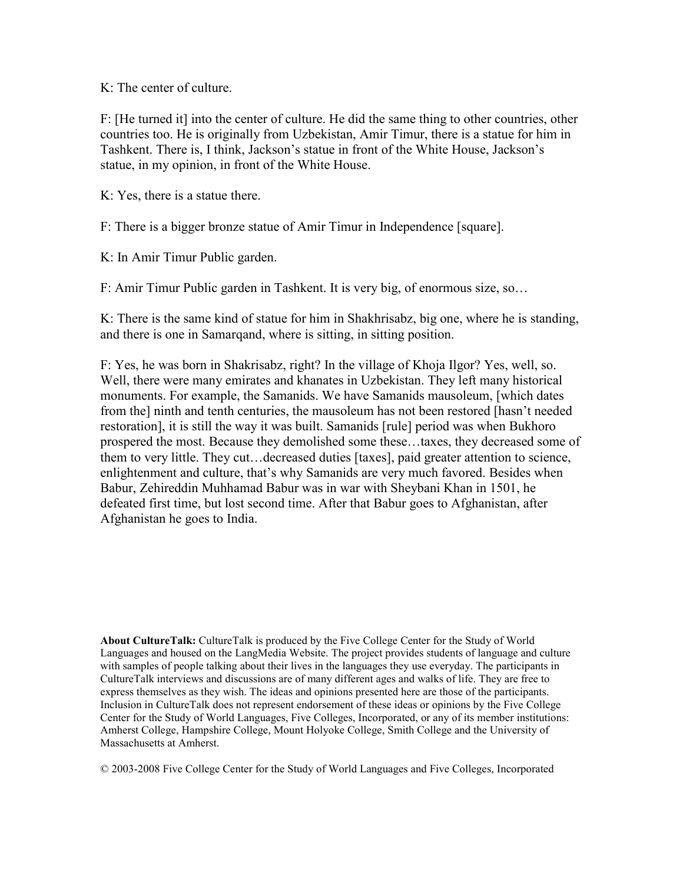K: The center of culture.

F: [He turned it] into the center of culture. He did the same thing to other countries, other countries too. He is originally from Uzbekistan, Amir Timur, there is a statue for him in Tashkent. There is, I think, Jackson's statue in front of the White House, Jackson's statue, in my opinion, in front of the White House.

K: Yes, there is a statue there.

F: There is a bigger bronze statue of Amir Timur in Independence [square].

K: In Amir Timur Public garden.

F: Amir Timur Public garden in Tashkent. It is very big, of enormous size, so…

K: There is the same kind of statue for him in Shakhrisabz, big one, where he is standing, and there is one in Samarqand, where is sitting, in sitting position.

F: Yes, he was born in Shakrisabz, right? In the village of Khoja Ilgor? Yes, well, so. Well, there were many emirates and khanates in Uzbekistan. They left many historical monuments. For example, the Samanids. We have Samanids mausoleum, [which dates from the] ninth and tenth centuries, the mausoleum has not been restored [hasn't needed restoration], it is still the way it was built. Samanids [rule] period was when Bukhoro prospered the most. Because they demolished some these…taxes, they decreased some of them to very little. They cut…decreased duties [taxes], paid greater attention to science, enlightenment and culture, that's why Samanids are very much favored. Besides when Babur, Zehireddin Muhhamad Babur was in war with Sheybani Khan in 1501, he defeated first time, but lost second time. After that Babur goes to Afghanistan, after Afghanistan he goes to India.

**About CultureTalk:** CultureTalk is produced by the Five College Center for the Study of World Languages and housed on the LangMedia Website. The project provides students of language and culture with samples of people talking about their lives in the languages they use everyday. The participants in CultureTalk interviews and discussions are of many different ages and walks of life. They are free to express themselves as they wish. The ideas and opinions presented here are those of the participants. Inclusion in CultureTalk does not represent endorsement of these ideas or opinions by the Five College Center for the Study of World Languages, Five Colleges, Incorporated, or any of its member institutions: Amherst College, Hampshire College, Mount Holyoke College, Smith College and the University of Massachusetts at Amherst.

© 2003-2008 Five College Center for the Study of World Languages and Five Colleges, Incorporated